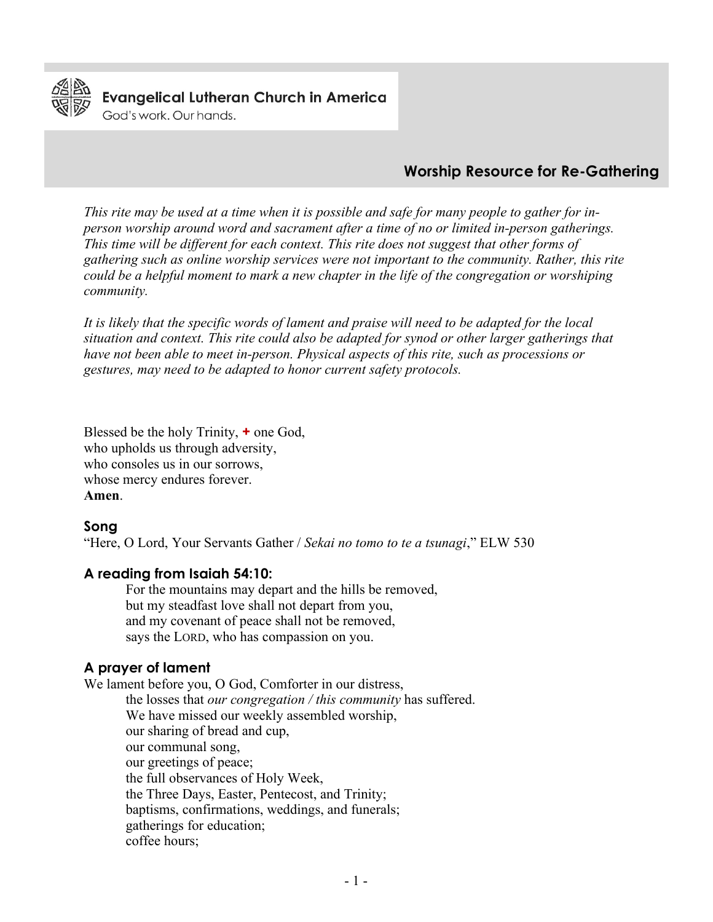Evangelical Lutheran Church in America
God's work. Our hands.

# Worship Resource for Re-Gathering

*This rite may be used at a time when it is possible and safe for many people to gather for in-person worship around word and sacrament after a time of no or limited in-person gatherings. This time will be different for each context. This rite does not suggest that other forms of gathering such as online worship services were not important to the community. Rather, this rite could be a helpful moment to mark a new chapter in the life of the congregation or worshiping community.*

*It is likely that the specific words of lament and praise will need to be adapted for the local situation and context. This rite could also be adapted for synod or other larger gatherings that have not been able to meet in-person. Physical aspects of this rite, such as processions or gestures, may need to be adapted to honor current safety protocols.*

Blessed be the holy Trinity, + one God,
who upholds us through adversity,
who consoles us in our sorrows,
whose mercy endures forever.
**Amen**.

## Song

"Here, O Lord, Your Servants Gather / *Sekai no tomo to te a tsunagi*," ELW 530

## A reading from Isaiah 54:10:

> For the mountains may depart and the hills be removed,
> but my steadfast love shall not depart from you,
> and my covenant of peace shall not be removed,
> says the LORD, who has compassion on you.

## A prayer of lament

We lament before you, O God, Comforter in our distress,
> the losses that *our congregation / this community* has suffered.
> We have missed our weekly assembled worship,
> our sharing of bread and cup,
> our communal song,
> our greetings of peace;
> the full observances of Holy Week,
> the Three Days, Easter, Pentecost, and Trinity;
> baptisms, confirmations, weddings, and funerals;
> gatherings for education;
> coffee hours;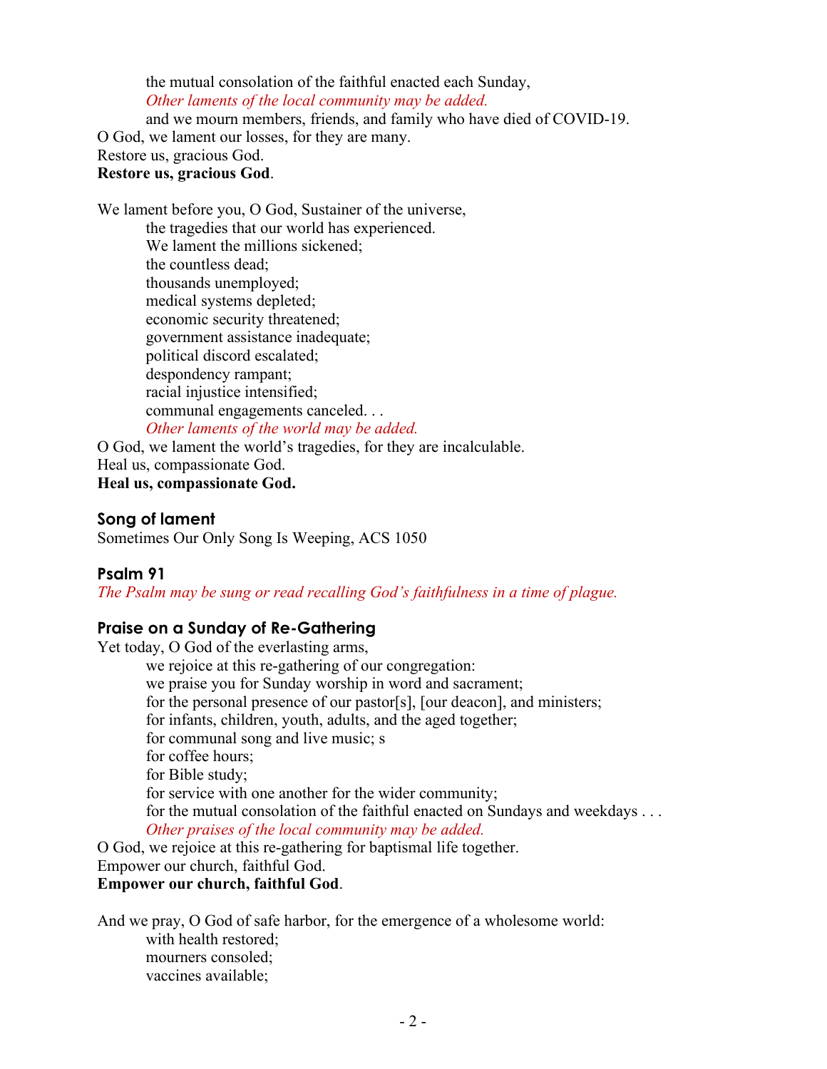the mutual consolation of the faithful enacted each Sunday,
*Other laments of the local community may be added.*
and we mourn members, friends, and family who have died of COVID-19.
O God, we lament our losses, for they are many.
Restore us, gracious God.
**Restore us, gracious God**.

We lament before you, O God, Sustainer of the universe,
the tragedies that our world has experienced.
We lament the millions sickened;
the countless dead;
thousands unemployed;
medical systems depleted;
economic security threatened;
government assistance inadequate;
political discord escalated;
despondency rampant;
racial injustice intensified;
communal engagements canceled. . .
*Other laments of the world may be added.*
O God, we lament the world's tragedies, for they are incalculable.
Heal us, compassionate God.
**Heal us, compassionate God.**

### Song of lament

Sometimes Our Only Song Is Weeping, ACS 1050

### Psalm 91

*The Psalm may be sung or read recalling God's faithfulness in a time of plague.*

### Praise on a Sunday of Re-Gathering

Yet today, O God of the everlasting arms,
we rejoice at this re-gathering of our congregation:
we praise you for Sunday worship in word and sacrament;
for the personal presence of our pastor[s], [our deacon], and ministers;
for infants, children, youth, adults, and the aged together;
for communal song and live music; s
for coffee hours;
for Bible study;
for service with one another for the wider community;
for the mutual consolation of the faithful enacted on Sundays and weekdays . . .
*Other praises of the local community may be added.*
O God, we rejoice at this re-gathering for baptismal life together.
Empower our church, faithful God.
**Empower our church, faithful God**.

And we pray, O God of safe harbor, for the emergence of a wholesome world:
with health restored;
mourners consoled;
vaccines available;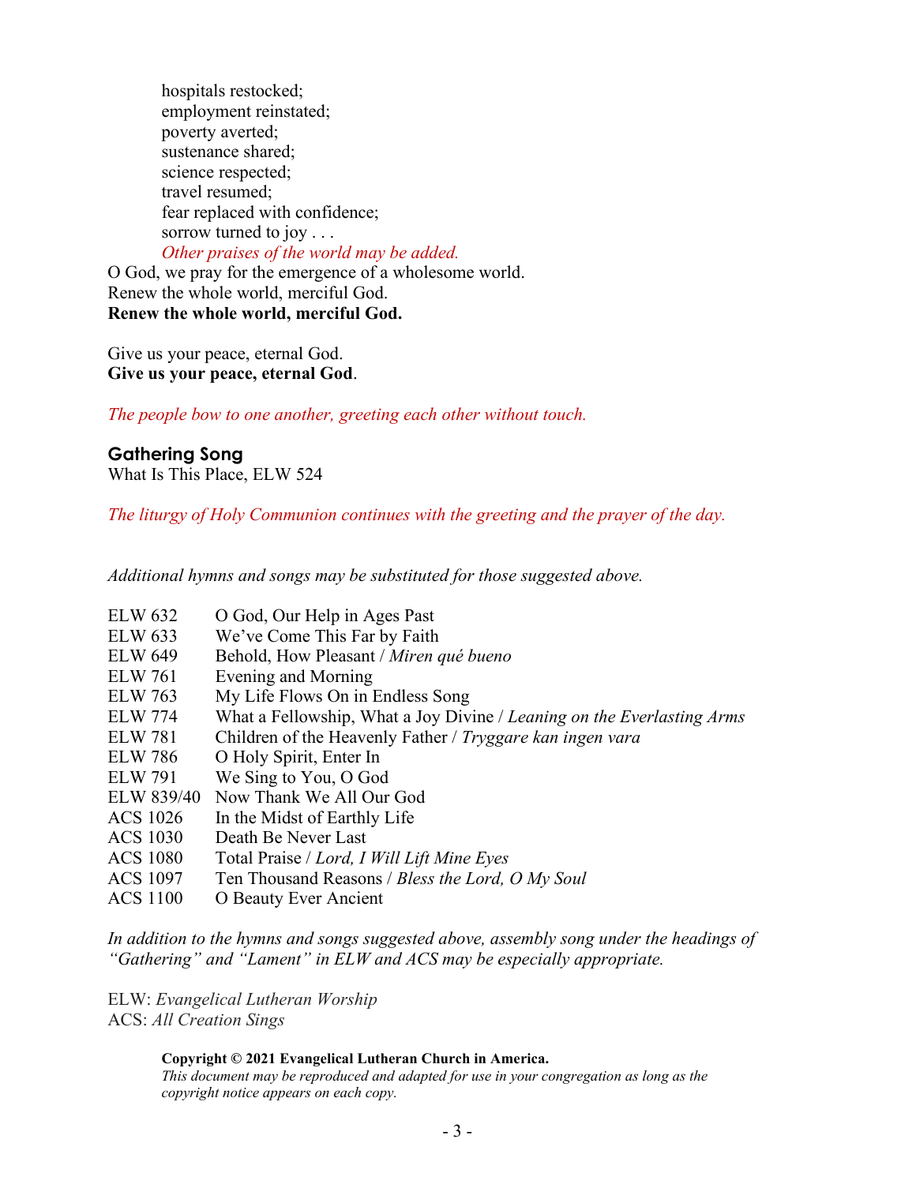hospitals restocked;
employment reinstated;
poverty averted;
sustenance shared;
science respected;
travel resumed;
fear replaced with confidence;
sorrow turned to joy . . .
*Other praises of the world may be added.*

O God, we pray for the emergence of a wholesome world.
Renew the whole world, merciful God.
**Renew the whole world, merciful God.**

Give us your peace, eternal God.
**Give us your peace, eternal God**.

*The people bow to one another, greeting each other without touch.*

### Gathering Song

What Is This Place, ELW 524

*The liturgy of Holy Communion continues with the greeting and the prayer of the day.*

*Additional hymns and songs may be substituted for those suggested above.*

| | |
|---|---|
| ELW 632 | O God, Our Help in Ages Past |
| ELW 633 | We've Come This Far by Faith |
| ELW 649 | Behold, How Pleasant / *Miren qué bueno* |
| ELW 761 | Evening and Morning |
| ELW 763 | My Life Flows On in Endless Song |
| ELW 774 | What a Fellowship, What a Joy Divine / *Leaning on the Everlasting Arms* |
| ELW 781 | Children of the Heavenly Father / *Tryggare kan ingen vara* |
| ELW 786 | O Holy Spirit, Enter In |
| ELW 791 | We Sing to You, O God |
| ELW 839/40 | Now Thank We All Our God |
| ACS 1026 | In the Midst of Earthly Life |
| ACS 1030 | Death Be Never Last |
| ACS 1080 | Total Praise / *Lord, I Will Lift Mine Eyes* |
| ACS 1097 | Ten Thousand Reasons / *Bless the Lord, O My Soul* |
| ACS 1100 | O Beauty Ever Ancient |

*In addition to the hymns and songs suggested above, assembly song under the headings of "Gathering" and "Lament" in ELW and ACS may be especially appropriate.*

ELW: *Evangelical Lutheran Worship*
ACS: *All Creation Sings*

**Copyright © 2021 Evangelical Lutheran Church in America.**
*This document may be reproduced and adapted for use in your congregation as long as the copyright notice appears on each copy.*